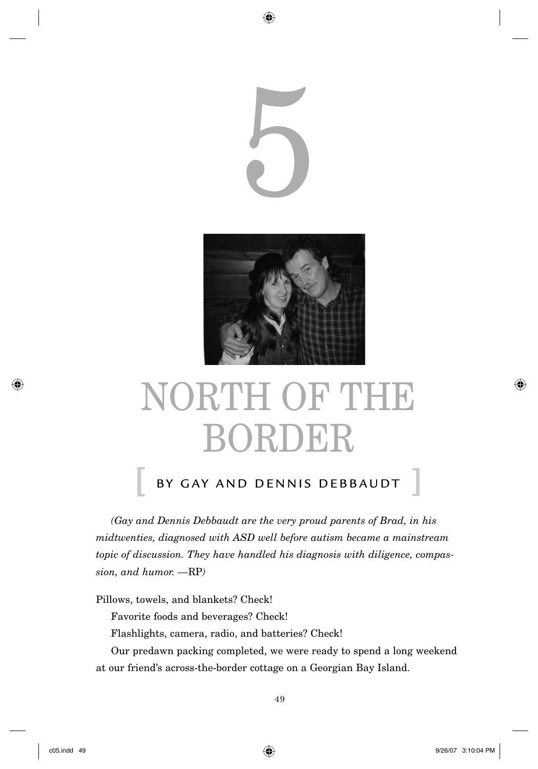# 5

# NORTH OF THE BORDER

## [ BY GAY AND DENNIS DEBBAUDT ]

*(Gay and Dennis Debbaudt are the very proud parents of Brad, in his midtwenties, diagnosed with ASD well before autism became a mainstream topic of discussion. They have handled his diagnosis with diligence, compassion, and humor.* —RP*)*

Pillows, towels, and blankets? Check!

Favorite foods and beverages? Check!

Flashlights, camera, radio, and batteries? Check!

Our predawn packing completed, we were ready to spend a long weekend at our friend's across-the-border cottage on a Georgian Bay Island.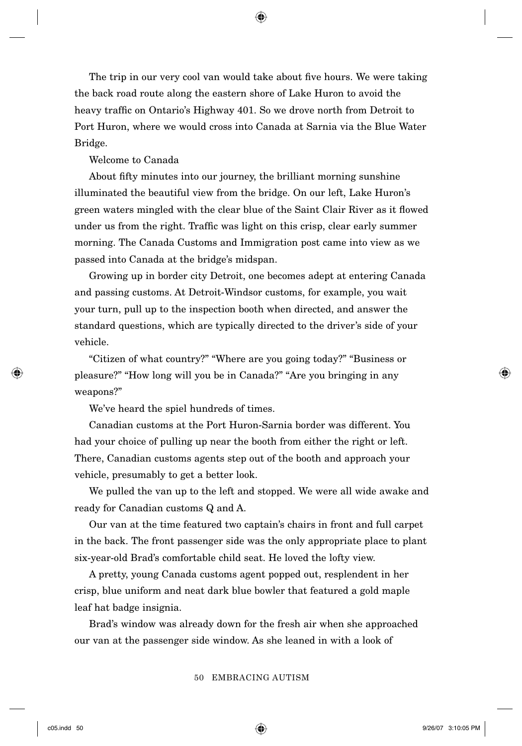The trip in our very cool van would take about five hours. We were taking the back road route along the eastern shore of Lake Huron to avoid the heavy traffic on Ontario's Highway 401. So we drove north from Detroit to Port Huron, where we would cross into Canada at Sarnia via the Blue Water Bridge.

## Welcome to Canada

About fifty minutes into our journey, the brilliant morning sunshine illuminated the beautiful view from the bridge. On our left, Lake Huron's green waters mingled with the clear blue of the Saint Clair River as it flowed under us from the right. Traffic was light on this crisp, clear early summer morning. The Canada Customs and Immigration post came into view as we passed into Canada at the bridge's midspan.

Growing up in border city Detroit, one becomes adept at entering Canada and passing customs. At Detroit-Windsor customs, for example, you wait your turn, pull up to the inspection booth when directed, and answer the standard questions, which are typically directed to the driver's side of your vehicle.

"Citizen of what country?" "Where are you going today?" "Business or pleasure?" "How long will you be in Canada?" "Are you bringing in any weapons?"

We've heard the spiel hundreds of times.

Canadian customs at the Port Huron-Sarnia border was different. You had your choice of pulling up near the booth from either the right or left. There, Canadian customs agents step out of the booth and approach your vehicle, presumably to get a better look.

We pulled the van up to the left and stopped. We were all wide awake and ready for Canadian customs Q and A.

Our van at the time featured two captain's chairs in front and full carpet in the back. The front passenger side was the only appropriate place to plant six-year-old Brad's comfortable child seat. He loved the lofty view.

A pretty, young Canada customs agent popped out, resplendent in her crisp, blue uniform and neat dark blue bowler that featured a gold maple leaf hat badge insignia.

Brad's window was already down for the fresh air when she approached our van at the passenger side window. As she leaned in with a look of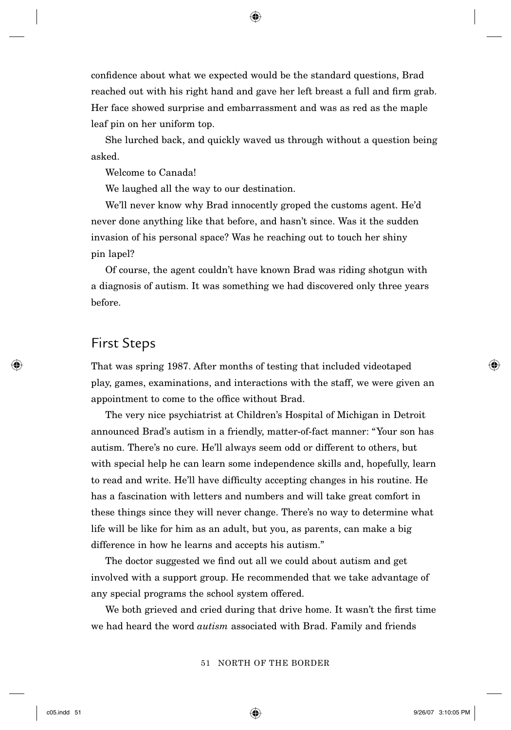confidence about what we expected would be the standard questions, Brad reached out with his right hand and gave her left breast a full and firm grab. Her face showed surprise and embarrassment and was as red as the maple leaf pin on her uniform top.

She lurched back, and quickly waved us through without a question being asked.

Welcome to Canada!

We laughed all the way to our destination.

We'll never know why Brad innocently groped the customs agent. He'd never done anything like that before, and hasn't since. Was it the sudden invasion of his personal space? Was he reaching out to touch her shiny pin lapel?

Of course, the agent couldn't have known Brad was riding shotgun with a diagnosis of autism. It was something we had discovered only three years before.

## First Steps

That was spring 1987. After months of testing that included videotaped play, games, examinations, and interactions with the staff, we were given an appointment to come to the office without Brad.

The very nice psychiatrist at Children's Hospital of Michigan in Detroit announced Brad's autism in a friendly, matter-of-fact manner: "Your son has autism. There's no cure. He'll always seem odd or different to others, but with special help he can learn some independence skills and, hopefully, learn to read and write. He'll have difficulty accepting changes in his routine. He has a fascination with letters and numbers and will take great comfort in these things since they will never change. There's no way to determine what life will be like for him as an adult, but you, as parents, can make a big difference in how he learns and accepts his autism."

The doctor suggested we find out all we could about autism and get involved with a support group. He recommended that we take advantage of any special programs the school system offered.

We both grieved and cried during that drive home. It wasn't the first time we had heard the word *autism* associated with Brad. Family and friends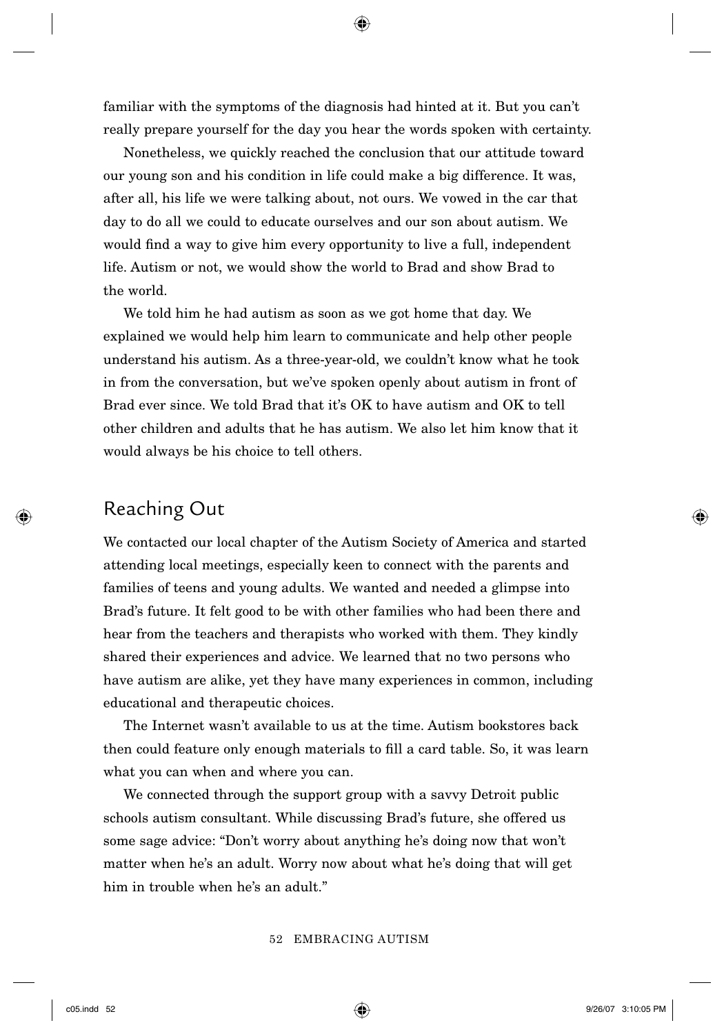familiar with the symptoms of the diagnosis had hinted at it. But you can't really prepare yourself for the day you hear the words spoken with certainty.

Nonetheless, we quickly reached the conclusion that our attitude toward our young son and his condition in life could make a big difference. It was, after all, his life we were talking about, not ours. We vowed in the car that day to do all we could to educate ourselves and our son about autism. We would find a way to give him every opportunity to live a full, independent life. Autism or not, we would show the world to Brad and show Brad to the world.

We told him he had autism as soon as we got home that day. We explained we would help him learn to communicate and help other people understand his autism. As a three-year-old, we couldn't know what he took in from the conversation, but we've spoken openly about autism in front of Brad ever since. We told Brad that it's OK to have autism and OK to tell other children and adults that he has autism. We also let him know that it would always be his choice to tell others.

## Reaching Out

We contacted our local chapter of the Autism Society of America and started attending local meetings, especially keen to connect with the parents and families of teens and young adults. We wanted and needed a glimpse into Brad's future. It felt good to be with other families who had been there and hear from the teachers and therapists who worked with them. They kindly shared their experiences and advice. We learned that no two persons who have autism are alike, yet they have many experiences in common, including educational and therapeutic choices.

The Internet wasn't available to us at the time. Autism bookstores back then could feature only enough materials to fill a card table. So, it was learn what you can when and where you can.

We connected through the support group with a savvy Detroit public schools autism consultant. While discussing Brad's future, she offered us some sage advice: "Don't worry about anything he's doing now that won't matter when he's an adult. Worry now about what he's doing that will get him in trouble when he's an adult."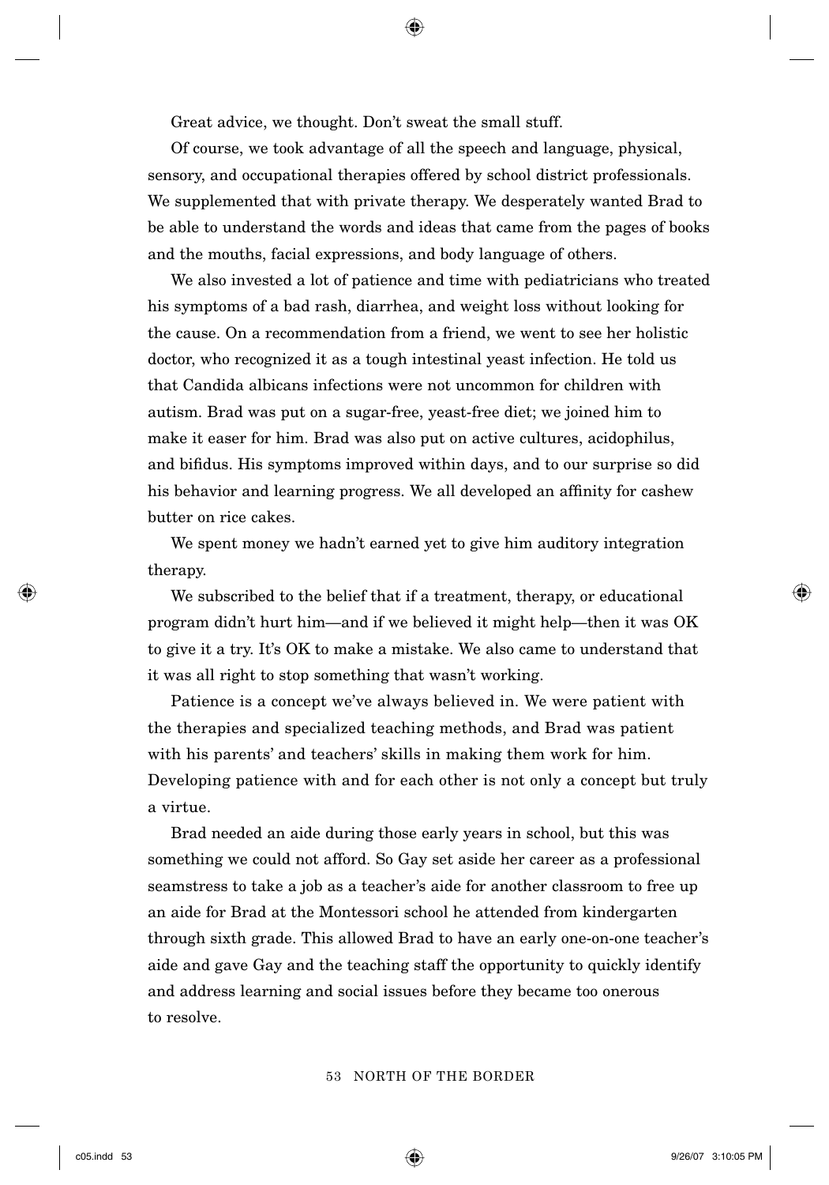Great advice, we thought. Don't sweat the small stuff.

Of course, we took advantage of all the speech and language, physical, sensory, and occupational therapies offered by school district professionals. We supplemented that with private therapy. We desperately wanted Brad to be able to understand the words and ideas that came from the pages of books and the mouths, facial expressions, and body language of others.

We also invested a lot of patience and time with pediatricians who treated his symptoms of a bad rash, diarrhea, and weight loss without looking for the cause. On a recommendation from a friend, we went to see her holistic doctor, who recognized it as a tough intestinal yeast infection. He told us that Candida albicans infections were not uncommon for children with autism. Brad was put on a sugar-free, yeast-free diet; we joined him to make it easer for him. Brad was also put on active cultures, acidophilus, and bifidus. His symptoms improved within days, and to our surprise so did his behavior and learning progress. We all developed an affinity for cashew butter on rice cakes.

We spent money we hadn't earned yet to give him auditory integration therapy.

We subscribed to the belief that if a treatment, therapy, or educational program didn't hurt him—and if we believed it might help—then it was OK to give it a try. It's OK to make a mistake. We also came to understand that it was all right to stop something that wasn't working.

Patience is a concept we've always believed in. We were patient with the therapies and specialized teaching methods, and Brad was patient with his parents' and teachers' skills in making them work for him. Developing patience with and for each other is not only a concept but truly a virtue.

Brad needed an aide during those early years in school, but this was something we could not afford. So Gay set aside her career as a professional seamstress to take a job as a teacher's aide for another classroom to free up an aide for Brad at the Montessori school he attended from kindergarten through sixth grade. This allowed Brad to have an early one-on-one teacher's aide and gave Gay and the teaching staff the opportunity to quickly identify and address learning and social issues before they became too onerous to resolve.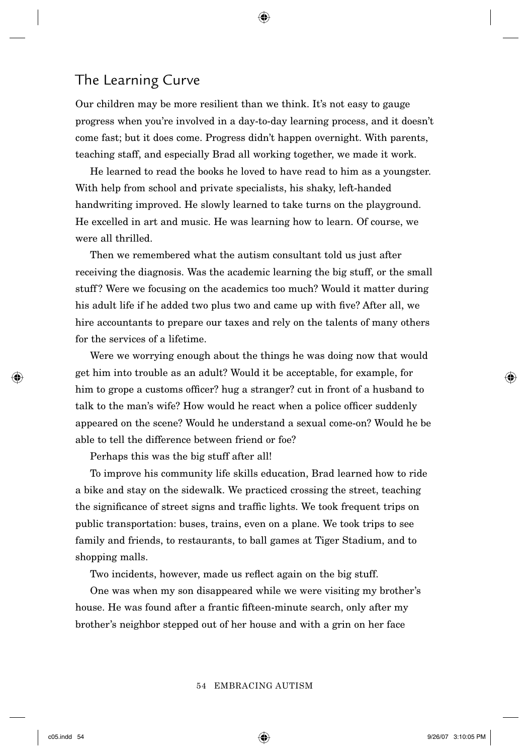## The Learning Curve

Our children may be more resilient than we think. It's not easy to gauge progress when you're involved in a day-to-day learning process, and it doesn't come fast; but it does come. Progress didn't happen overnight. With parents, teaching staff, and especially Brad all working together, we made it work.

He learned to read the books he loved to have read to him as a youngster. With help from school and private specialists, his shaky, left-handed handwriting improved. He slowly learned to take turns on the playground. He excelled in art and music. He was learning how to learn. Of course, we were all thrilled.

Then we remembered what the autism consultant told us just after receiving the diagnosis. Was the academic learning the big stuff, or the small stuff? Were we focusing on the academics too much? Would it matter during his adult life if he added two plus two and came up with five? After all, we hire accountants to prepare our taxes and rely on the talents of many others for the services of a lifetime.

Were we worrying enough about the things he was doing now that would get him into trouble as an adult? Would it be acceptable, for example, for him to grope a customs officer? hug a stranger? cut in front of a husband to talk to the man's wife? How would he react when a police officer suddenly appeared on the scene? Would he understand a sexual come-on? Would he be able to tell the difference between friend or foe?

Perhaps this was the big stuff after all!

To improve his community life skills education, Brad learned how to ride a bike and stay on the sidewalk. We practiced crossing the street, teaching the significance of street signs and traffic lights. We took frequent trips on public transportation: buses, trains, even on a plane. We took trips to see family and friends, to restaurants, to ball games at Tiger Stadium, and to shopping malls.

Two incidents, however, made us reflect again on the big stuff.

One was when my son disappeared while we were visiting my brother's house. He was found after a frantic fifteen-minute search, only after my brother's neighbor stepped out of her house and with a grin on her face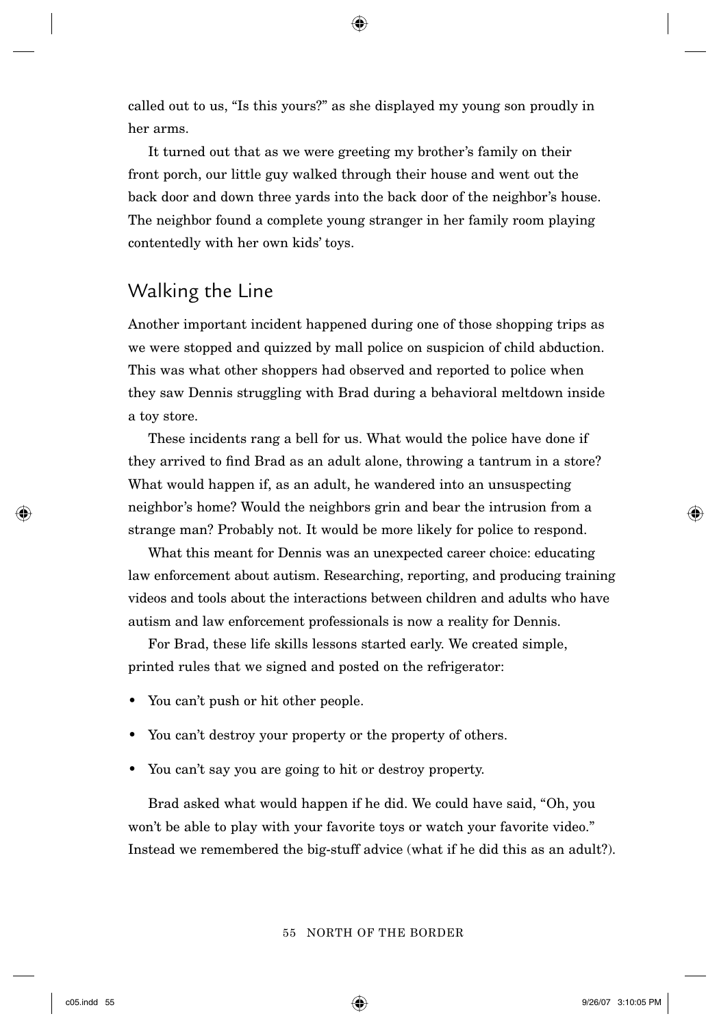called out to us, "Is this yours?" as she displayed my young son proudly in her arms.

It turned out that as we were greeting my brother's family on their front porch, our little guy walked through their house and went out the back door and down three yards into the back door of the neighbor's house. The neighbor found a complete young stranger in her family room playing contentedly with her own kids' toys.

## Walking the Line

Another important incident happened during one of those shopping trips as we were stopped and quizzed by mall police on suspicion of child abduction. This was what other shoppers had observed and reported to police when they saw Dennis struggling with Brad during a behavioral meltdown inside a toy store.

These incidents rang a bell for us. What would the police have done if they arrived to find Brad as an adult alone, throwing a tantrum in a store? What would happen if, as an adult, he wandered into an unsuspecting neighbor's home? Would the neighbors grin and bear the intrusion from a strange man? Probably not. It would be more likely for police to respond.

What this meant for Dennis was an unexpected career choice: educating law enforcement about autism. Researching, reporting, and producing training videos and tools about the interactions between children and adults who have autism and law enforcement professionals is now a reality for Dennis.

For Brad, these life skills lessons started early. We created simple, printed rules that we signed and posted on the refrigerator:

- You can't push or hit other people.
- You can't destroy your property or the property of others.
- You can't say you are going to hit or destroy property.

Brad asked what would happen if he did. We could have said, "Oh, you won't be able to play with your favorite toys or watch your favorite video." Instead we remembered the big-stuff advice (what if he did this as an adult?).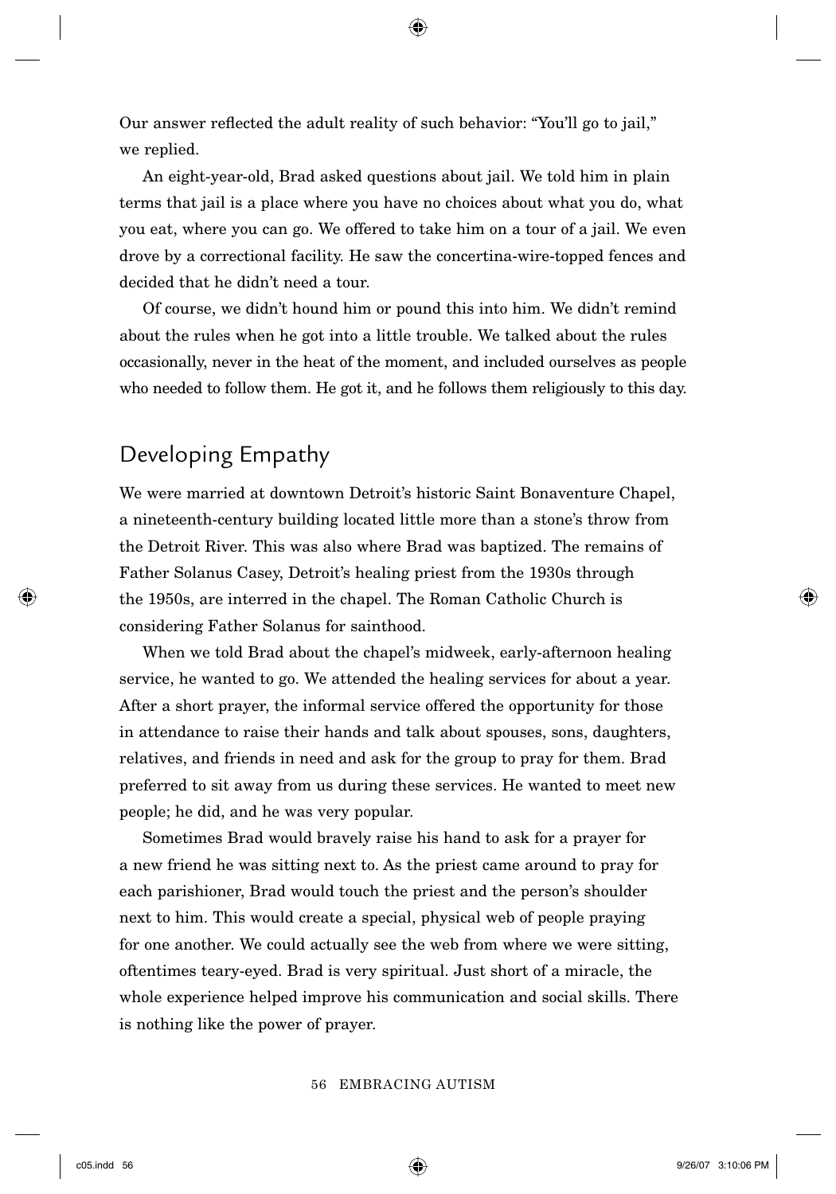Our answer reflected the adult reality of such behavior: "You'll go to jail," we replied.

An eight-year-old, Brad asked questions about jail. We told him in plain terms that jail is a place where you have no choices about what you do, what you eat, where you can go. We offered to take him on a tour of a jail. We even drove by a correctional facility. He saw the concertina-wire-topped fences and decided that he didn't need a tour.

Of course, we didn't hound him or pound this into him. We didn't remind about the rules when he got into a little trouble. We talked about the rules occasionally, never in the heat of the moment, and included ourselves as people who needed to follow them. He got it, and he follows them religiously to this day.

## Developing Empathy

We were married at downtown Detroit's historic Saint Bonaventure Chapel, a nineteenth-century building located little more than a stone's throw from the Detroit River. This was also where Brad was baptized. The remains of Father Solanus Casey, Detroit's healing priest from the 1930s through the 1950s, are interred in the chapel. The Roman Catholic Church is considering Father Solanus for sainthood.

When we told Brad about the chapel's midweek, early-afternoon healing service, he wanted to go. We attended the healing services for about a year. After a short prayer, the informal service offered the opportunity for those in attendance to raise their hands and talk about spouses, sons, daughters, relatives, and friends in need and ask for the group to pray for them. Brad preferred to sit away from us during these services. He wanted to meet new people; he did, and he was very popular.

Sometimes Brad would bravely raise his hand to ask for a prayer for a new friend he was sitting next to. As the priest came around to pray for each parishioner, Brad would touch the priest and the person's shoulder next to him. This would create a special, physical web of people praying for one another. We could actually see the web from where we were sitting, oftentimes teary-eyed. Brad is very spiritual. Just short of a miracle, the whole experience helped improve his communication and social skills. There is nothing like the power of prayer.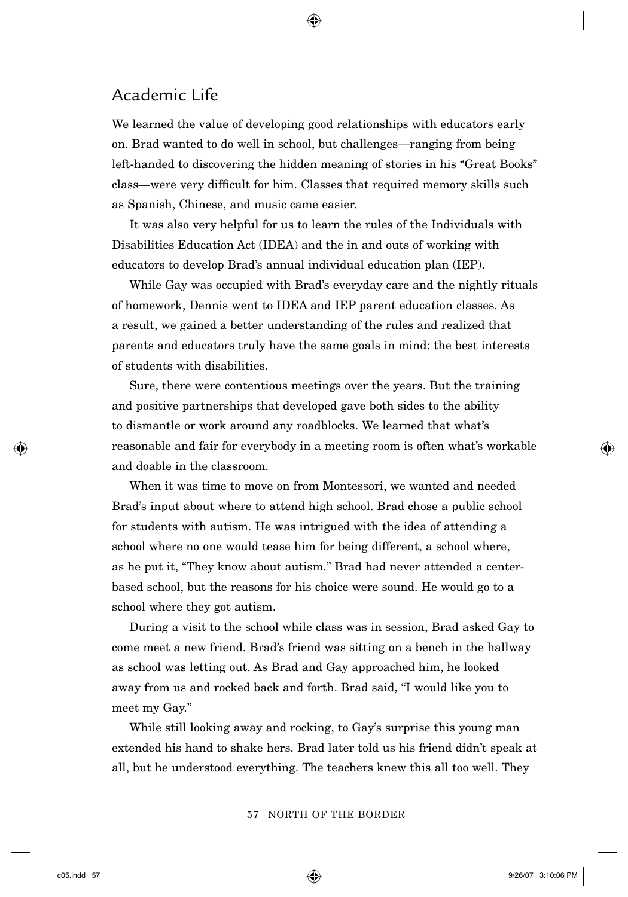## Academic Life

We learned the value of developing good relationships with educators early on. Brad wanted to do well in school, but challenges—ranging from being left-handed to discovering the hidden meaning of stories in his "Great Books" class—were very difficult for him. Classes that required memory skills such as Spanish, Chinese, and music came easier.

It was also very helpful for us to learn the rules of the Individuals with Disabilities Education Act (IDEA) and the in and outs of working with educators to develop Brad's annual individual education plan (IEP).

While Gay was occupied with Brad's everyday care and the nightly rituals of homework, Dennis went to IDEA and IEP parent education classes. As a result, we gained a better understanding of the rules and realized that parents and educators truly have the same goals in mind: the best interests of students with disabilities.

Sure, there were contentious meetings over the years. But the training and positive partnerships that developed gave both sides to the ability to dismantle or work around any roadblocks. We learned that what's reasonable and fair for everybody in a meeting room is often what's workable and doable in the classroom.

When it was time to move on from Montessori, we wanted and needed Brad's input about where to attend high school. Brad chose a public school for students with autism. He was intrigued with the idea of attending a school where no one would tease him for being different, a school where, as he put it, "They know about autism." Brad had never attended a center-based school, but the reasons for his choice were sound. He would go to a school where they got autism.

During a visit to the school while class was in session, Brad asked Gay to come meet a new friend. Brad's friend was sitting on a bench in the hallway as school was letting out. As Brad and Gay approached him, he looked away from us and rocked back and forth. Brad said, "I would like you to meet my Gay."

While still looking away and rocking, to Gay's surprise this young man extended his hand to shake hers. Brad later told us his friend didn't speak at all, but he understood everything. The teachers knew this all too well. They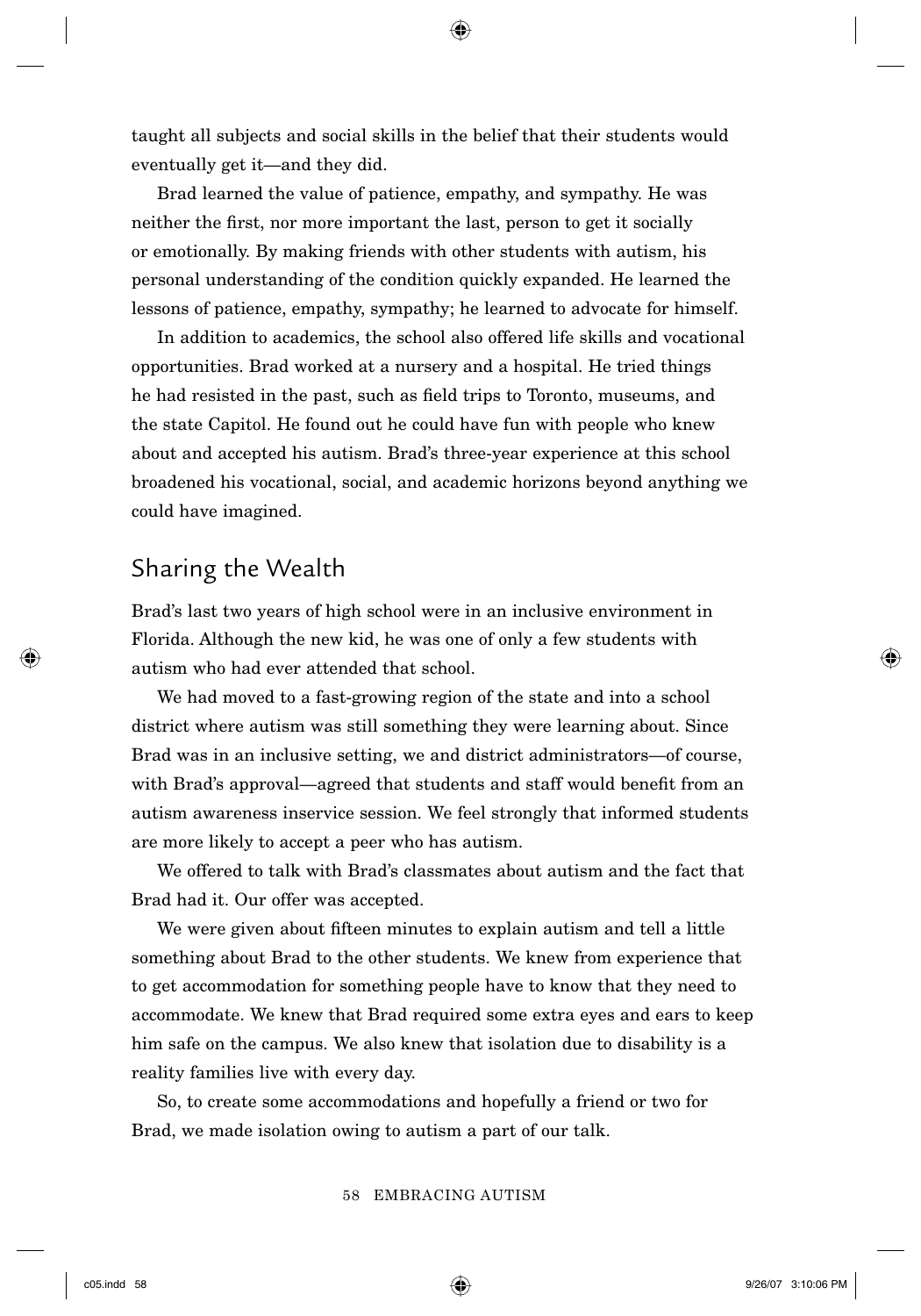taught all subjects and social skills in the belief that their students would eventually get it—and they did.

Brad learned the value of patience, empathy, and sympathy. He was neither the first, nor more important the last, person to get it socially or emotionally. By making friends with other students with autism, his personal understanding of the condition quickly expanded. He learned the lessons of patience, empathy, sympathy; he learned to advocate for himself.

In addition to academics, the school also offered life skills and vocational opportunities. Brad worked at a nursery and a hospital. He tried things he had resisted in the past, such as field trips to Toronto, museums, and the state Capitol. He found out he could have fun with people who knew about and accepted his autism. Brad's three-year experience at this school broadened his vocational, social, and academic horizons beyond anything we could have imagined.

## Sharing the Wealth

Brad's last two years of high school were in an inclusive environment in Florida. Although the new kid, he was one of only a few students with autism who had ever attended that school.

We had moved to a fast-growing region of the state and into a school district where autism was still something they were learning about. Since Brad was in an inclusive setting, we and district administrators—of course, with Brad's approval—agreed that students and staff would benefit from an autism awareness inservice session. We feel strongly that informed students are more likely to accept a peer who has autism.

We offered to talk with Brad's classmates about autism and the fact that Brad had it. Our offer was accepted.

We were given about fifteen minutes to explain autism and tell a little something about Brad to the other students. We knew from experience that to get accommodation for something people have to know that they need to accommodate. We knew that Brad required some extra eyes and ears to keep him safe on the campus. We also knew that isolation due to disability is a reality families live with every day.

So, to create some accommodations and hopefully a friend or two for Brad, we made isolation owing to autism a part of our talk.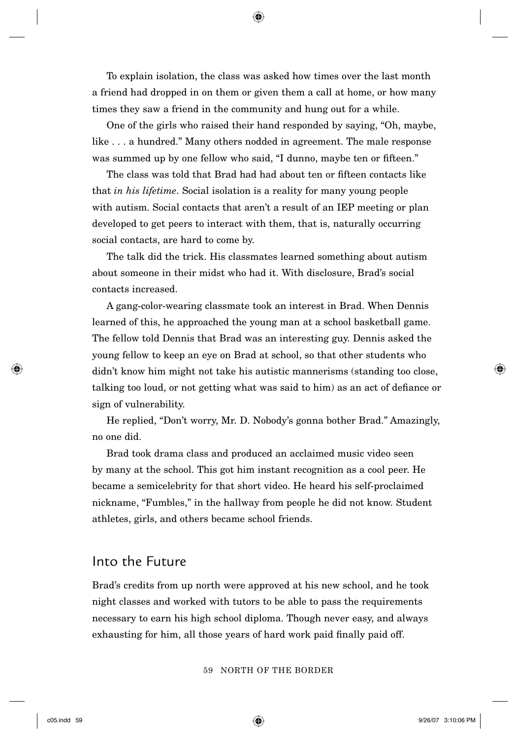To explain isolation, the class was asked how times over the last month a friend had dropped in on them or given them a call at home, or how many times they saw a friend in the community and hung out for a while.

One of the girls who raised their hand responded by saying, "Oh, maybe, like . . . a hundred." Many others nodded in agreement. The male response was summed up by one fellow who said, "I dunno, maybe ten or fifteen."

The class was told that Brad had had about ten or fifteen contacts like that *in his lifetime*. Social isolation is a reality for many young people with autism. Social contacts that aren't a result of an IEP meeting or plan developed to get peers to interact with them, that is, naturally occurring social contacts, are hard to come by.

The talk did the trick. His classmates learned something about autism about someone in their midst who had it. With disclosure, Brad's social contacts increased.

A gang-color-wearing classmate took an interest in Brad. When Dennis learned of this, he approached the young man at a school basketball game. The fellow told Dennis that Brad was an interesting guy. Dennis asked the young fellow to keep an eye on Brad at school, so that other students who didn't know him might not take his autistic mannerisms (standing too close, talking too loud, or not getting what was said to him) as an act of defiance or sign of vulnerability.

He replied, "Don't worry, Mr. D. Nobody's gonna bother Brad." Amazingly, no one did.

Brad took drama class and produced an acclaimed music video seen by many at the school. This got him instant recognition as a cool peer. He became a semicelebrity for that short video. He heard his self-proclaimed nickname, "Fumbles," in the hallway from people he did not know. Student athletes, girls, and others became school friends.

## Into the Future

Brad's credits from up north were approved at his new school, and he took night classes and worked with tutors to be able to pass the requirements necessary to earn his high school diploma. Though never easy, and always exhausting for him, all those years of hard work paid finally paid off.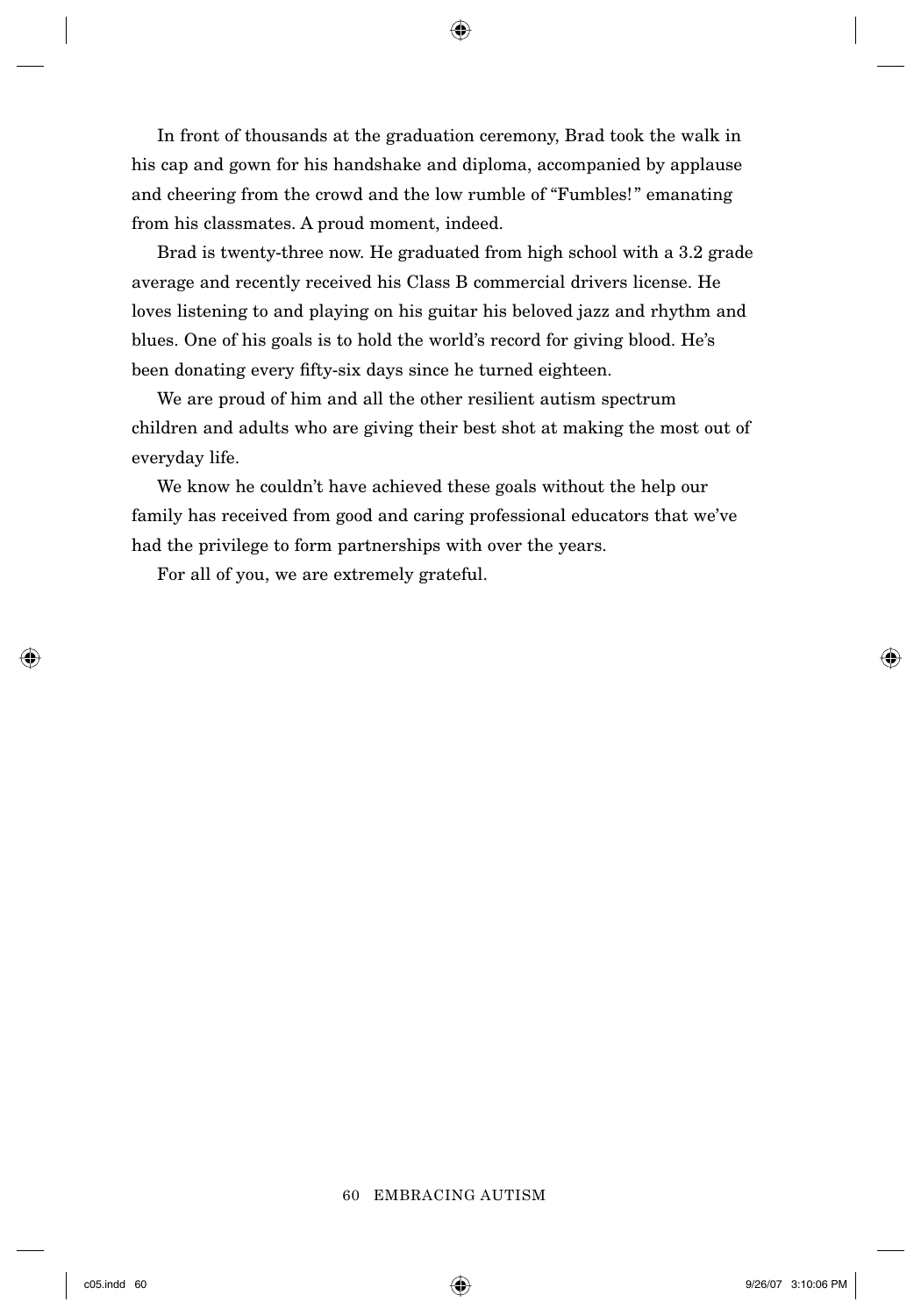In front of thousands at the graduation ceremony, Brad took the walk in his cap and gown for his handshake and diploma, accompanied by applause and cheering from the crowd and the low rumble of "Fumbles!" emanating from his classmates. A proud moment, indeed.

Brad is twenty-three now. He graduated from high school with a 3.2 grade average and recently received his Class B commercial drivers license. He loves listening to and playing on his guitar his beloved jazz and rhythm and blues. One of his goals is to hold the world's record for giving blood. He's been donating every fifty-six days since he turned eighteen.

We are proud of him and all the other resilient autism spectrum children and adults who are giving their best shot at making the most out of everyday life.

We know he couldn't have achieved these goals without the help our family has received from good and caring professional educators that we've had the privilege to form partnerships with over the years.

For all of you, we are extremely grateful.